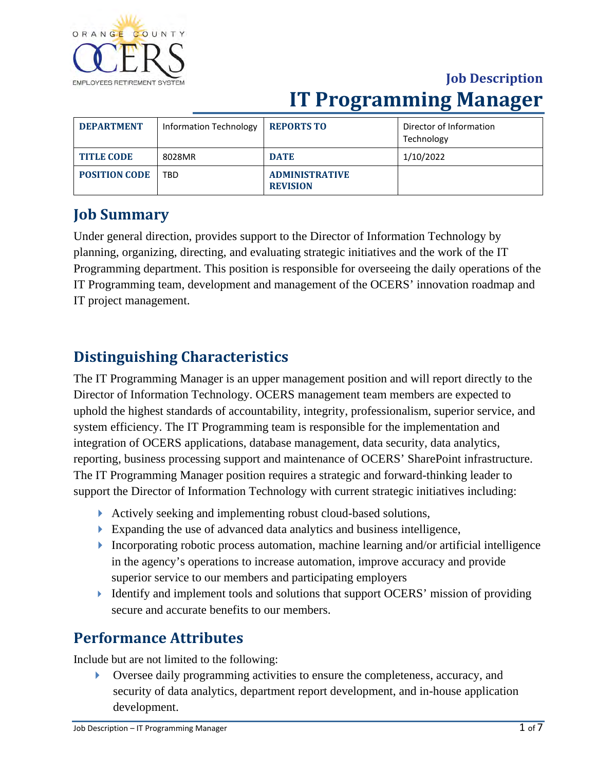Job Description

# IT Programming Manager

| DEPARTMENT | Information Technology | REPORTS TO | Director of Information Technology |
|---|---|---|---|
| TITLE CODE | 8028MR | DATE | 1/10/2022 |
| POSITION CODE | TBD | ADMINISTRATIVE REVISION | |

## Job Summary

Under general direction, provides support to the Director of Information Technology by planning, organizing, directing, and evaluating strategic initiatives and the work of the IT Programming department. This position is responsible for overseeing the daily operations of the IT Programming team, development and management of the OCERS' innovation roadmap and IT project management.

## Distinguishing Characteristics

The IT Programming Manager is an upper management position and will report directly to the Director of Information Technology. OCERS management team members are expected to uphold the highest standards of accountability, integrity, professionalism, superior service, and system efficiency. The IT Programming team is responsible for the implementation and integration of OCERS applications, database management, data security, data analytics, reporting, business processing support and maintenance of OCERS' SharePoint infrastructure. The IT Programming Manager position requires a strategic and forward-thinking leader to support the Director of Information Technology with current strategic initiatives including:

- Actively seeking and implementing robust cloud-based solutions,
- Expanding the use of advanced data analytics and business intelligence,
- Incorporating robotic process automation, machine learning and/or artificial intelligence in the agency's operations to increase automation, improve accuracy and provide superior service to our members and participating employers
- Identify and implement tools and solutions that support OCERS' mission of providing secure and accurate benefits to our members.

## Performance Attributes

Include but are not limited to the following:

- Oversee daily programming activities to ensure the completeness, accuracy, and security of data analytics, department report development, and in-house application development.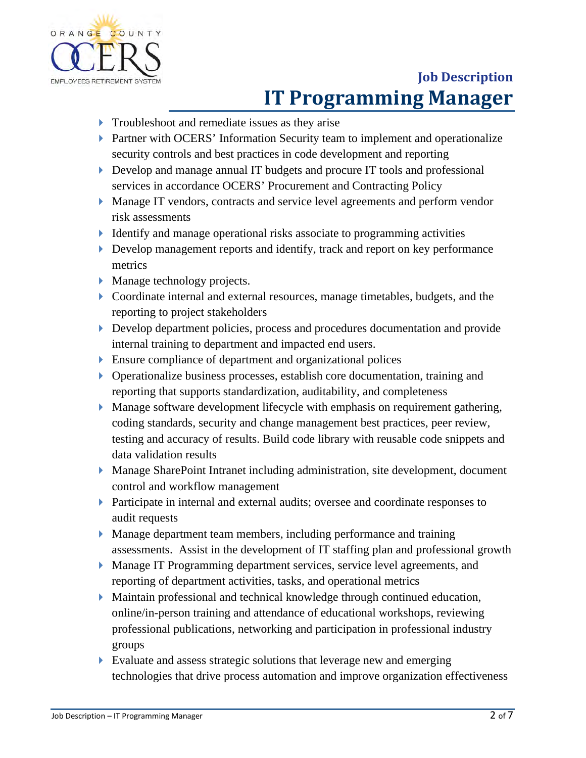- Troubleshoot and remediate issues as they arise
- Partner with OCERS' Information Security team to implement and operationalize security controls and best practices in code development and reporting
- Develop and manage annual IT budgets and procure IT tools and professional services in accordance OCERS' Procurement and Contracting Policy
- Manage IT vendors, contracts and service level agreements and perform vendor risk assessments
- Identify and manage operational risks associate to programming activities
- Develop management reports and identify, track and report on key performance metrics
- Manage technology projects.
- Coordinate internal and external resources, manage timetables, budgets, and the reporting to project stakeholders
- Develop department policies, process and procedures documentation and provide internal training to department and impacted end users.
- Ensure compliance of department and organizational polices
- Operationalize business processes, establish core documentation, training and reporting that supports standardization, auditability, and completeness
- Manage software development lifecycle with emphasis on requirement gathering, coding standards, security and change management best practices, peer review, testing and accuracy of results. Build code library with reusable code snippets and data validation results
- Manage SharePoint Intranet including administration, site development, document control and workflow management
- Participate in internal and external audits; oversee and coordinate responses to audit requests
- Manage department team members, including performance and training assessments. Assist in the development of IT staffing plan and professional growth
- Manage IT Programming department services, service level agreements, and reporting of department activities, tasks, and operational metrics
- Maintain professional and technical knowledge through continued education, online/in-person training and attendance of educational workshops, reviewing professional publications, networking and participation in professional industry groups
- Evaluate and assess strategic solutions that leverage new and emerging technologies that drive process automation and improve organization effectiveness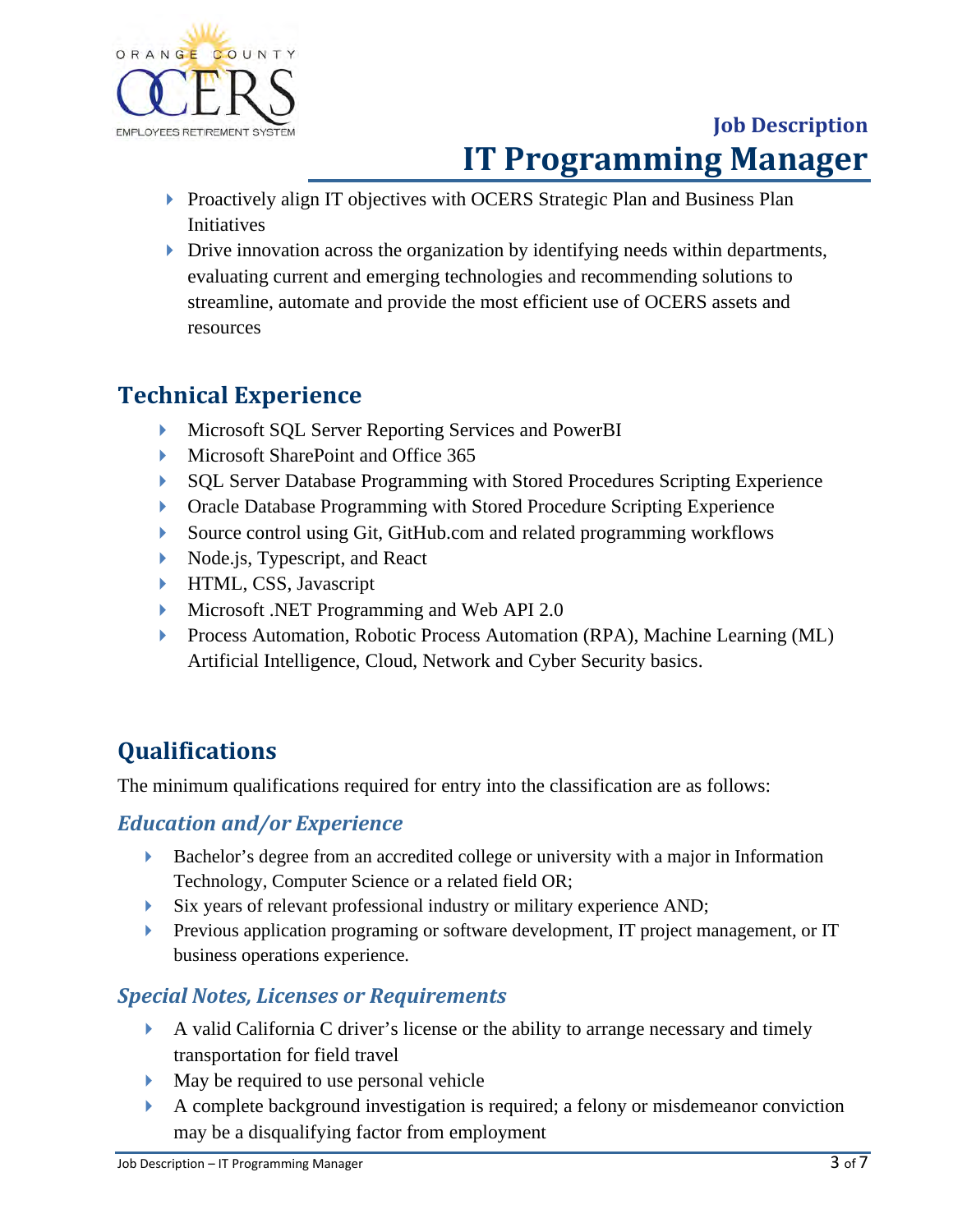- Proactively align IT objectives with OCERS Strategic Plan and Business Plan Initiatives
- Drive innovation across the organization by identifying needs within departments, evaluating current and emerging technologies and recommending solutions to streamline, automate and provide the most efficient use of OCERS assets and resources

## Technical Experience

- Microsoft SQL Server Reporting Services and PowerBI
- Microsoft SharePoint and Office 365
- SQL Server Database Programming with Stored Procedures Scripting Experience
- Oracle Database Programming with Stored Procedure Scripting Experience
- Source control using Git, GitHub.com and related programming workflows
- Node.js, Typescript, and React
- HTML, CSS, Javascript
- Microsoft .NET Programming and Web API 2.0
- Process Automation, Robotic Process Automation (RPA), Machine Learning (ML) Artificial Intelligence, Cloud, Network and Cyber Security basics.

## Qualifications

The minimum qualifications required for entry into the classification are as follows:

### *Education and/or Experience*

- Bachelor's degree from an accredited college or university with a major in Information Technology, Computer Science or a related field OR;
- Six years of relevant professional industry or military experience AND;
- Previous application programing or software development, IT project management, or IT business operations experience.

### *Special Notes, Licenses or Requirements*

- A valid California C driver's license or the ability to arrange necessary and timely transportation for field travel
- May be required to use personal vehicle
- A complete background investigation is required; a felony or misdemeanor conviction may be a disqualifying factor from employment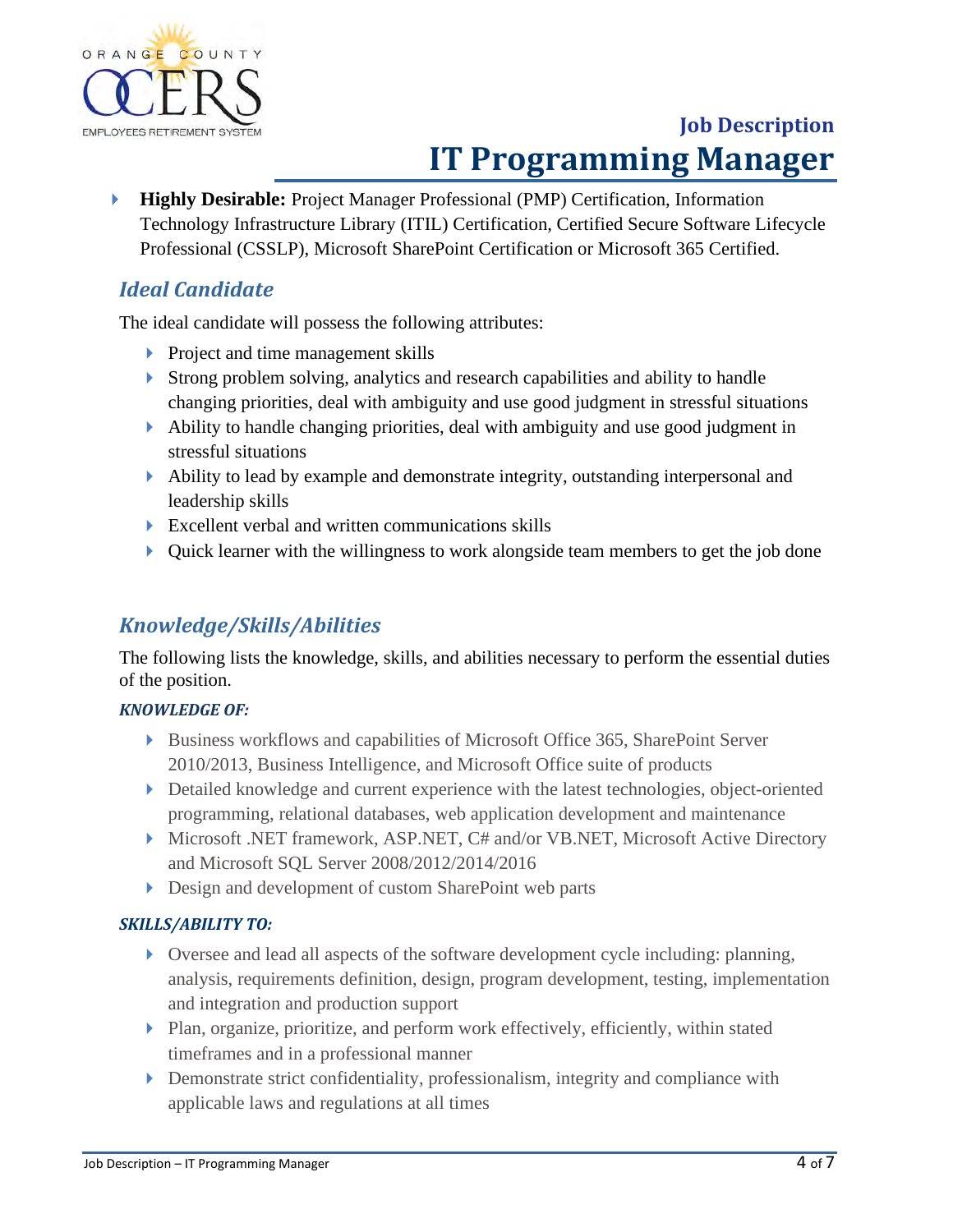- **Highly Desirable:** Project Manager Professional (PMP) Certification, Information Technology Infrastructure Library (ITIL) Certification, Certified Secure Software Lifecycle Professional (CSSLP), Microsoft SharePoint Certification or Microsoft 365 Certified.

## *Ideal Candidate*

The ideal candidate will possess the following attributes:

- Project and time management skills
- Strong problem solving, analytics and research capabilities and ability to handle changing priorities, deal with ambiguity and use good judgment in stressful situations
- Ability to handle changing priorities, deal with ambiguity and use good judgment in stressful situations
- Ability to lead by example and demonstrate integrity, outstanding interpersonal and leadership skills
- Excellent verbal and written communications skills
- Quick learner with the willingness to work alongside team members to get the job done

## *Knowledge/Skills/Abilities*

The following lists the knowledge, skills, and abilities necessary to perform the essential duties of the position.

### *KNOWLEDGE OF:*

- Business workflows and capabilities of Microsoft Office 365, SharePoint Server 2010/2013, Business Intelligence, and Microsoft Office suite of products
- Detailed knowledge and current experience with the latest technologies, object-oriented programming, relational databases, web application development and maintenance
- Microsoft .NET framework, ASP.NET, C# and/or VB.NET, Microsoft Active Directory and Microsoft SQL Server 2008/2012/2014/2016
- Design and development of custom SharePoint web parts

### *SKILLS/ABILITY TO:*

- Oversee and lead all aspects of the software development cycle including: planning, analysis, requirements definition, design, program development, testing, implementation and integration and production support
- Plan, organize, prioritize, and perform work effectively, efficiently, within stated timeframes and in a professional manner
- Demonstrate strict confidentiality, professionalism, integrity and compliance with applicable laws and regulations at all times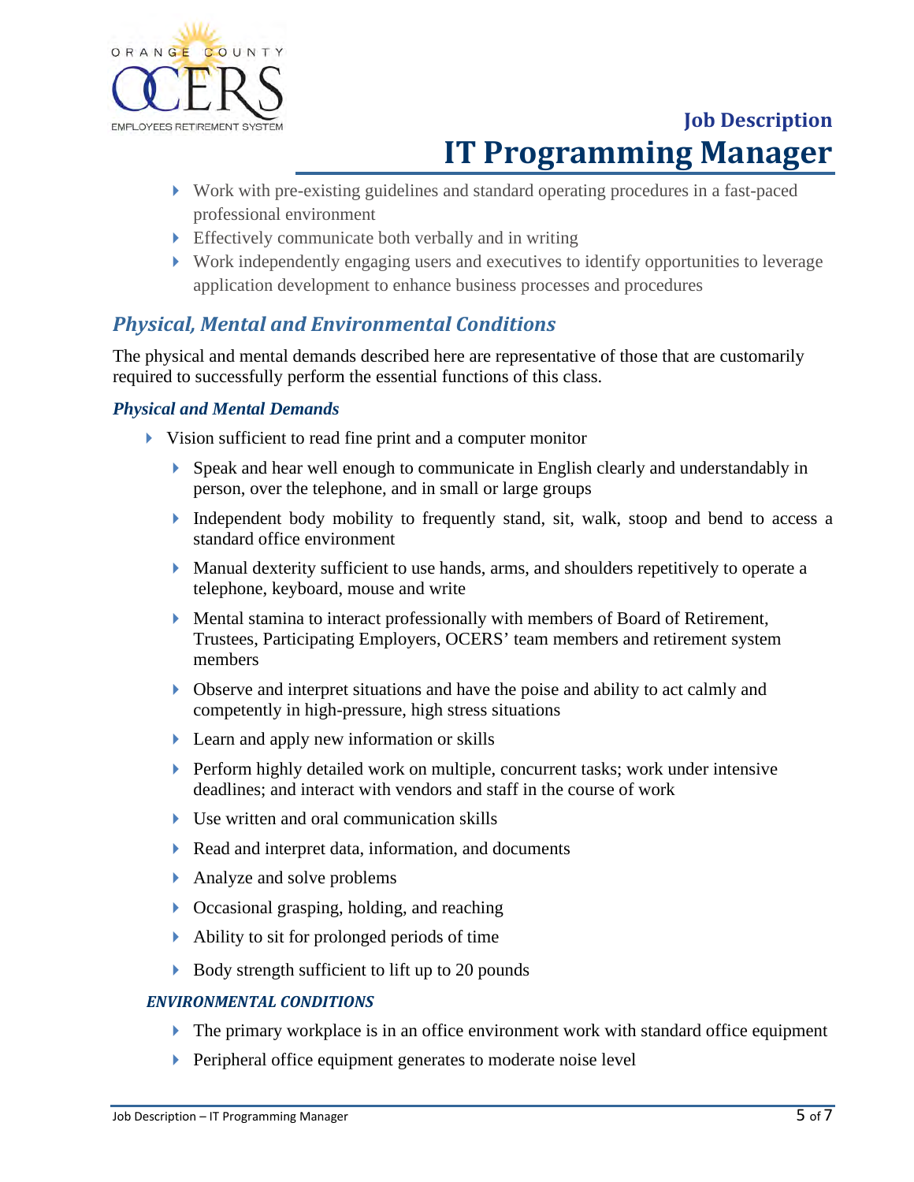- Work with pre-existing guidelines and standard operating procedures in a fast-paced professional environment
- Effectively communicate both verbally and in writing
- Work independently engaging users and executives to identify opportunities to leverage application development to enhance business processes and procedures

## *Physical, Mental and Environmental Conditions*

The physical and mental demands described here are representative of those that are customarily required to successfully perform the essential functions of this class.

### *Physical and Mental Demands*

- Vision sufficient to read fine print and a computer monitor
    - Speak and hear well enough to communicate in English clearly and understandably in person, over the telephone, and in small or large groups
    - Independent body mobility to frequently stand, sit, walk, stoop and bend to access a standard office environment
    - Manual dexterity sufficient to use hands, arms, and shoulders repetitively to operate a telephone, keyboard, mouse and write
    - Mental stamina to interact professionally with members of Board of Retirement, Trustees, Participating Employers, OCERS' team members and retirement system members
    - Observe and interpret situations and have the poise and ability to act calmly and competently in high-pressure, high stress situations
    - Learn and apply new information or skills
    - Perform highly detailed work on multiple, concurrent tasks; work under intensive deadlines; and interact with vendors and staff in the course of work
    - Use written and oral communication skills
    - Read and interpret data, information, and documents
    - Analyze and solve problems
    - Occasional grasping, holding, and reaching
    - Ability to sit for prolonged periods of time
    - Body strength sufficient to lift up to 20 pounds

### *ENVIRONMENTAL CONDITIONS*

- The primary workplace is in an office environment work with standard office equipment
- Peripheral office equipment generates to moderate noise level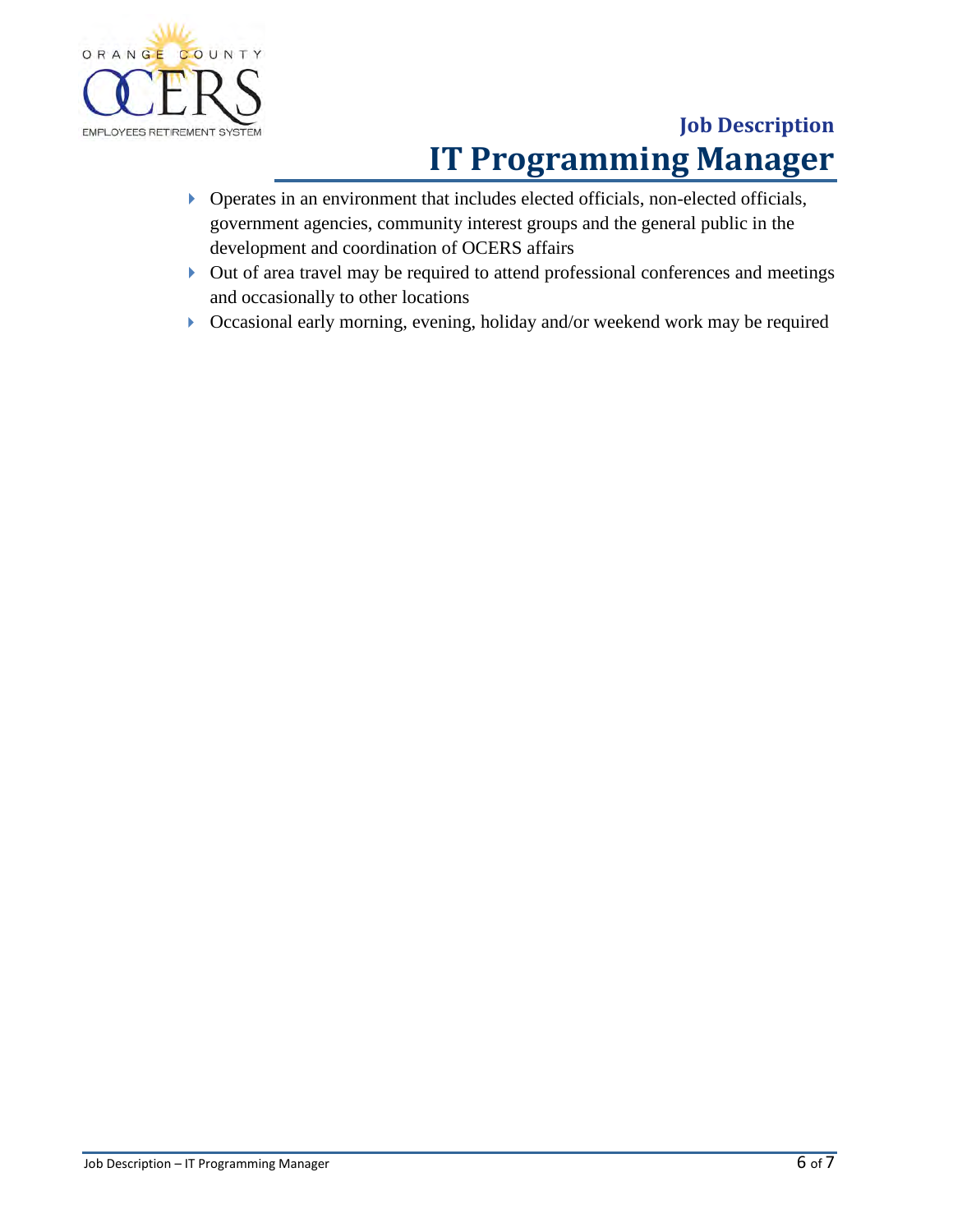- Operates in an environment that includes elected officials, non-elected officials, government agencies, community interest groups and the general public in the development and coordination of OCERS affairs
- Out of area travel may be required to attend professional conferences and meetings and occasionally to other locations
- Occasional early morning, evening, holiday and/or weekend work may be required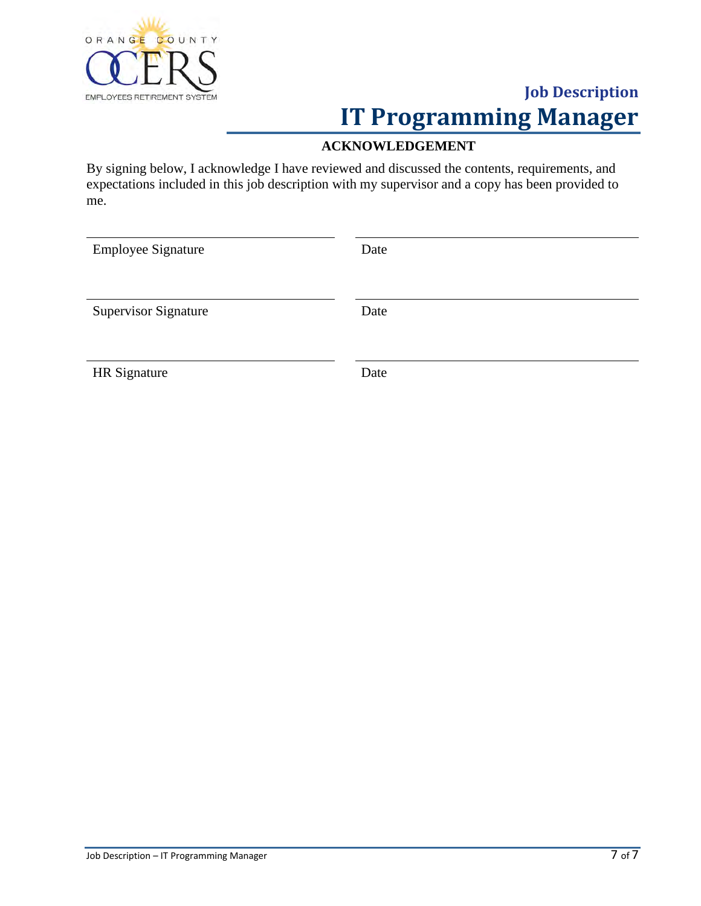ORANGE COUNTY OCERS EMPLOYEES RETIREMENT SYSTEM

**Job Description**

# IT Programming Manager

**ACKNOWLEDGEMENT**

By signing below, I acknowledge I have reviewed and discussed the contents, requirements, and expectations included in this job description with my supervisor and a copy has been provided to me.

| | |
|---|---|
| Employee Signature | Date |
| Supervisor Signature | Date |
| HR Signature | Date |